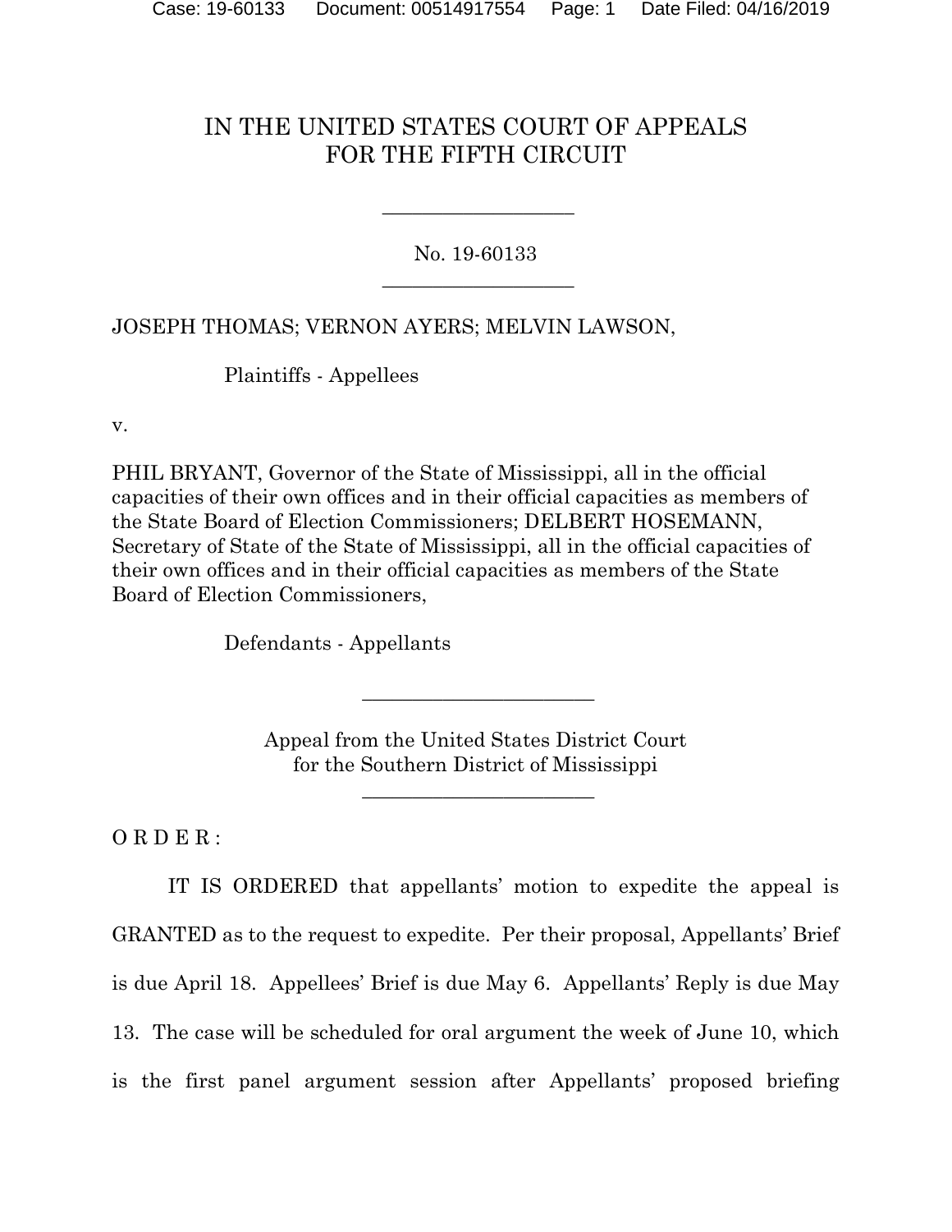# IN THE UNITED STATES COURT OF APPEALS FOR THE FIFTH CIRCUIT

---

No. 19-60133

---

JOSEPH THOMAS; VERNON AYERS; MELVIN LAWSON,

Plaintiffs - Appellees

v.

PHIL BRYANT, Governor of the State of Mississippi, all in the official capacities of their own offices and in their official capacities as members of the State Board of Election Commissioners; DELBERT HOSEMANN, Secretary of State of the State of Mississippi, all in the official capacities of their own offices and in their official capacities as members of the State Board of Election Commissioners,

Defendants - Appellants

---

Appeal from the United States District Court
for the Southern District of Mississippi

---

O R D E R :

IT IS ORDERED that appellants' motion to expedite the appeal is GRANTED as to the request to expedite. Per their proposal, Appellants' Brief is due April 18. Appellees' Brief is due May 6. Appellants' Reply is due May 13. The case will be scheduled for oral argument the week of June 10, which is the first panel argument session after Appellants' proposed briefing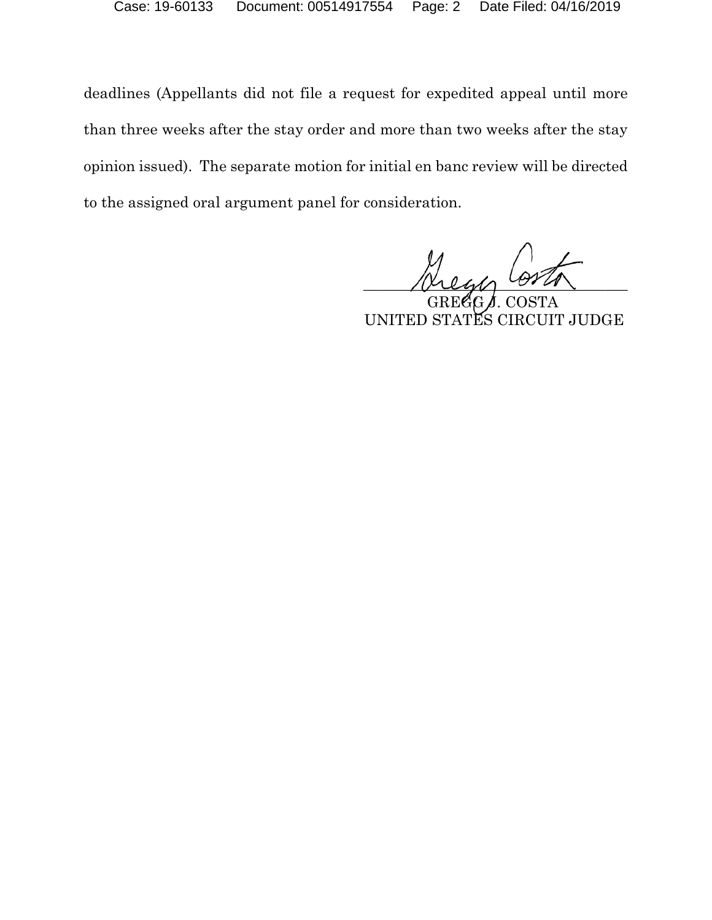deadlines (Appellants did not file a request for expedited appeal until more than three weeks after the stay order and more than two weeks after the stay opinion issued). The separate motion for initial en banc review will be directed to the assigned oral argument panel for consideration.

GREGG J. COSTA
UNITED STATES CIRCUIT JUDGE